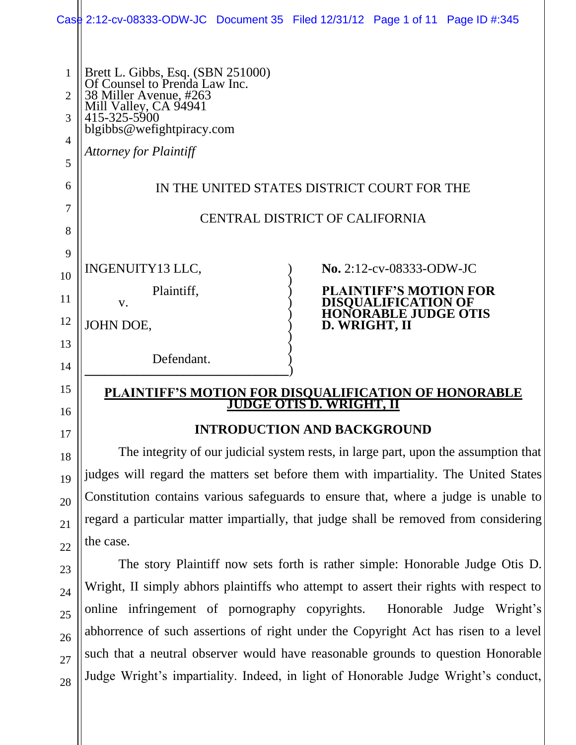Brett L. Gibbs, Esq. (SBN 251000)
Of Counsel to Prenda Law Inc.
38 Miller Avenue, #263
Mill Valley, CA 94941
415-325-5900
blgibbs@wefightpiracy.com

*Attorney for Plaintiff*

IN THE UNITED STATES DISTRICT COURT FOR THE

CENTRAL DISTRICT OF CALIFORNIA

| | |
|---|---|
| INGENUITY13 LLC,<br>Plaintiff,<br>v.<br>JOHN DOE,<br>Defendant. | **No.** 2:12-cv-08333-ODW-JC<br>**PLAINTIFF'S MOTION FOR DISQUALIFICATION OF HONORABLE JUDGE OTIS D. WRIGHT, II** |

## PLAINTIFF'S MOTION FOR DISQUALIFICATION OF HONORABLE JUDGE OTIS D. WRIGHT, II

### INTRODUCTION AND BACKGROUND

The integrity of our judicial system rests, in large part, upon the assumption that judges will regard the matters set before them with impartiality. The United States Constitution contains various safeguards to ensure that, where a judge is unable to regard a particular matter impartially, that judge shall be removed from considering the case.

The story Plaintiff now sets forth is rather simple: Honorable Judge Otis D. Wright, II simply abhors plaintiffs who attempt to assert their rights with respect to online infringement of pornography copyrights. Honorable Judge Wright's abhorrence of such assertions of right under the Copyright Act has risen to a level such that a neutral observer would have reasonable grounds to question Honorable Judge Wright's impartiality. Indeed, in light of Honorable Judge Wright's conduct,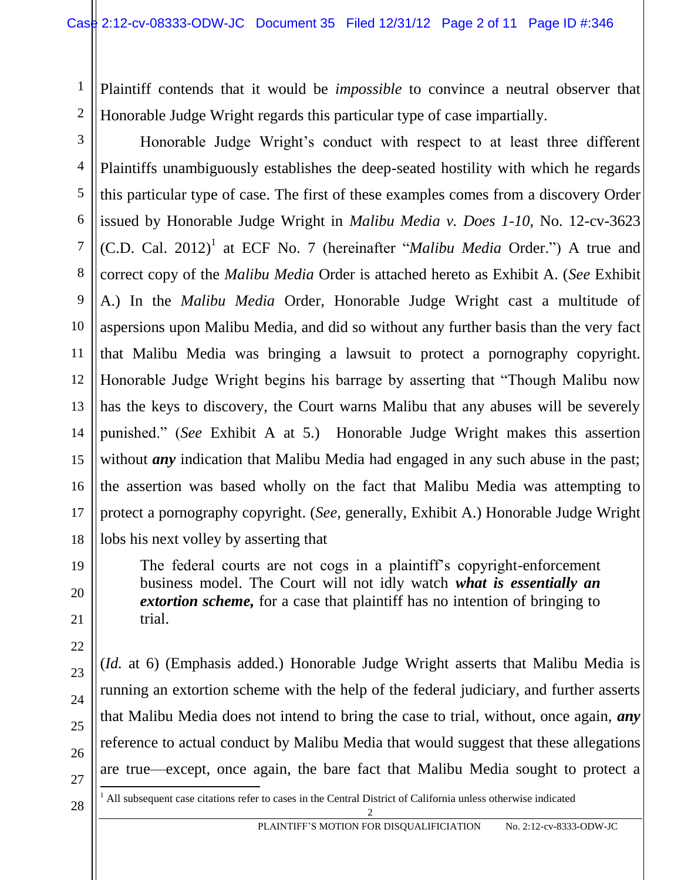Plaintiff contends that it would be *impossible* to convince a neutral observer that Honorable Judge Wright regards this particular type of case impartially.

Honorable Judge Wright's conduct with respect to at least three different Plaintiffs unambiguously establishes the deep-seated hostility with which he regards this particular type of case. The first of these examples comes from a discovery Order issued by Honorable Judge Wright in *Malibu Media v. Does 1-10*, No. 12-cv-3623 (C.D. Cal. 2012)[1] at ECF No. 7 (hereinafter "*Malibu Media* Order.") A true and correct copy of the *Malibu Media* Order is attached hereto as Exhibit A. (*See* Exhibit A.) In the *Malibu Media* Order, Honorable Judge Wright cast a multitude of aspersions upon Malibu Media, and did so without any further basis than the very fact that Malibu Media was bringing a lawsuit to protect a pornography copyright. Honorable Judge Wright begins his barrage by asserting that "Though Malibu now has the keys to discovery, the Court warns Malibu that any abuses will be severely punished." (*See* Exhibit A at 5.) Honorable Judge Wright makes this assertion without ***any*** indication that Malibu Media had engaged in any such abuse in the past; the assertion was based wholly on the fact that Malibu Media was attempting to protect a pornography copyright. (*See*, generally, Exhibit A.) Honorable Judge Wright lobs his next volley by asserting that

> The federal courts are not cogs in a plaintiff's copyright-enforcement business model. The Court will not idly watch ***what is essentially an extortion scheme,*** for a case that plaintiff has no intention of bringing to trial.

(*Id.* at 6) (Emphasis added.) Honorable Judge Wright asserts that Malibu Media is running an extortion scheme with the help of the federal judiciary, and further asserts that Malibu Media does not intend to bring the case to trial, without, once again, ***any*** reference to actual conduct by Malibu Media that would suggest that these allegations are true—except, once again, the bare fact that Malibu Media sought to protect a

[1] All subsequent case citations refer to cases in the Central District of California unless otherwise indicated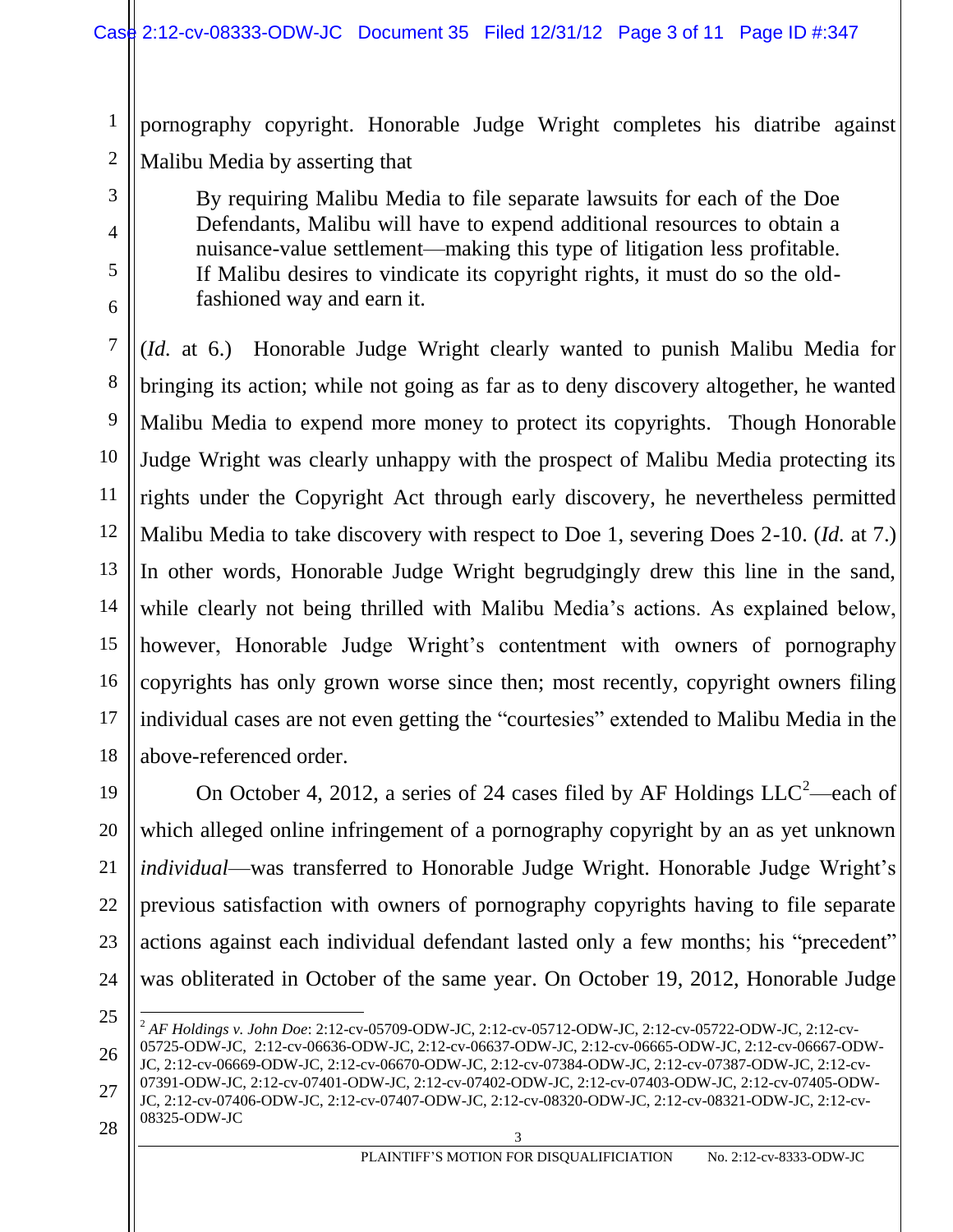pornography copyright. Honorable Judge Wright completes his diatribe against Malibu Media by asserting that

> By requiring Malibu Media to file separate lawsuits for each of the Doe Defendants, Malibu will have to expend additional resources to obtain a nuisance-value settlement—making this type of litigation less profitable. If Malibu desires to vindicate its copyright rights, it must do so the old-fashioned way and earn it.

(*Id.* at 6.) Honorable Judge Wright clearly wanted to punish Malibu Media for bringing its action; while not going as far as to deny discovery altogether, he wanted Malibu Media to expend more money to protect its copyrights. Though Honorable Judge Wright was clearly unhappy with the prospect of Malibu Media protecting its rights under the Copyright Act through early discovery, he nevertheless permitted Malibu Media to take discovery with respect to Doe 1, severing Does 2-10. (*Id.* at 7.) In other words, Honorable Judge Wright begrudgingly drew this line in the sand, while clearly not being thrilled with Malibu Media's actions. As explained below, however, Honorable Judge Wright's contentment with owners of pornography copyrights has only grown worse since then; most recently, copyright owners filing individual cases are not even getting the "courtesies" extended to Malibu Media in the above-referenced order.

On October 4, 2012, a series of 24 cases filed by AF Holdings LLC[2]—each of which alleged online infringement of a pornography copyright by an as yet unknown *individual*—was transferred to Honorable Judge Wright. Honorable Judge Wright's previous satisfaction with owners of pornography copyrights having to file separate actions against each individual defendant lasted only a few months; his "precedent" was obliterated in October of the same year. On October 19, 2012, Honorable Judge

[2] *AF Holdings v. John Doe*: 2:12-cv-05709-ODW-JC, 2:12-cv-05712-ODW-JC, 2:12-cv-05722-ODW-JC, 2:12-cv-05725-ODW-JC, 2:12-cv-06636-ODW-JC, 2:12-cv-06637-ODW-JC, 2:12-cv-06665-ODW-JC, 2:12-cv-06667-ODW-JC, 2:12-cv-06669-ODW-JC, 2:12-cv-06670-ODW-JC, 2:12-cv-07384-ODW-JC, 2:12-cv-07387-ODW-JC, 2:12-cv-07391-ODW-JC, 2:12-cv-07401-ODW-JC, 2:12-cv-07402-ODW-JC, 2:12-cv-07403-ODW-JC, 2:12-cv-07405-ODW-JC, 2:12-cv-07406-ODW-JC, 2:12-cv-07407-ODW-JC, 2:12-cv-08320-ODW-JC, 2:12-cv-08321-ODW-JC, 2:12-cv-08325-ODW-JC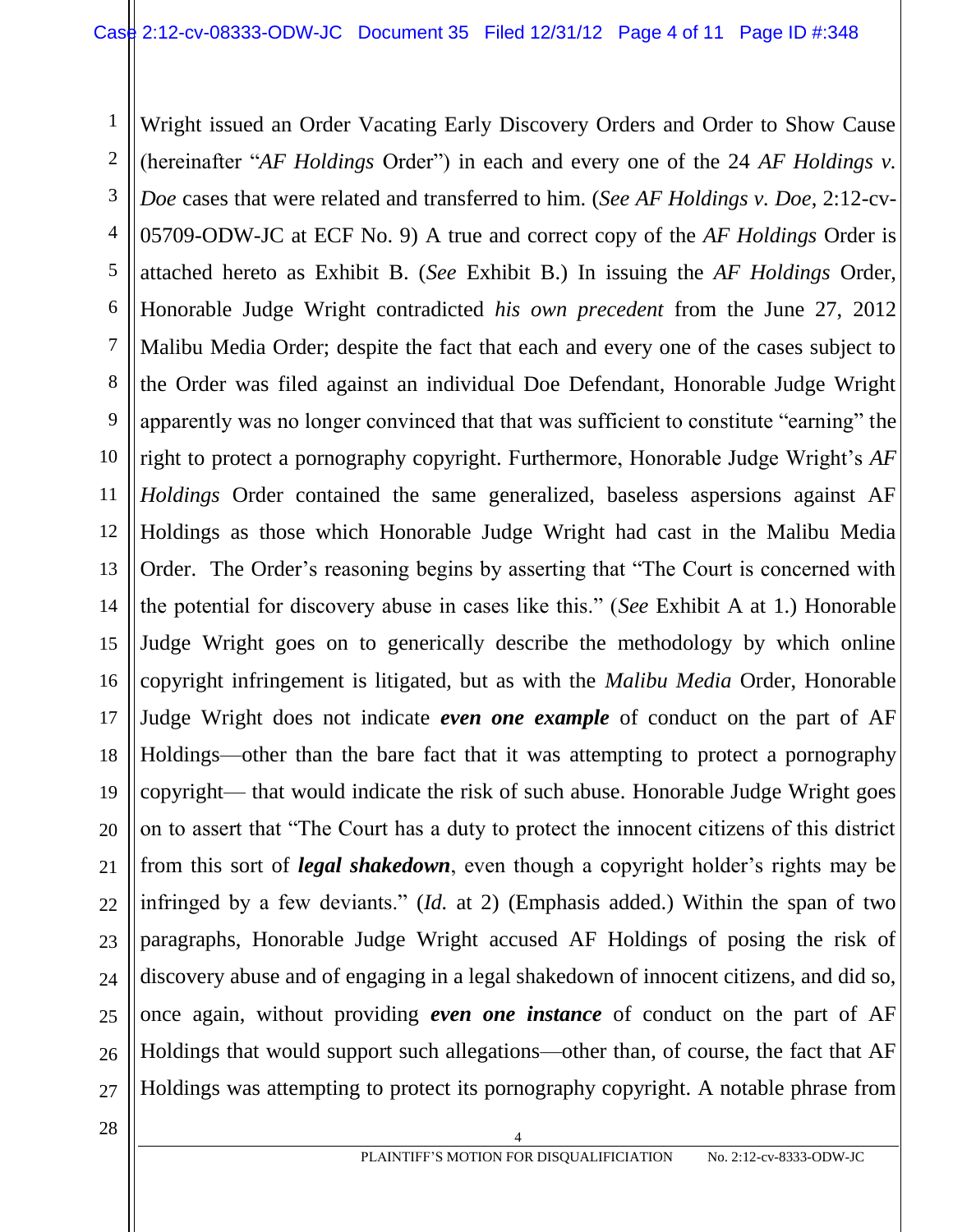Wright issued an Order Vacating Early Discovery Orders and Order to Show Cause (hereinafter "*AF Holdings* Order") in each and every one of the 24 *AF Holdings v. Doe* cases that were related and transferred to him. (*See AF Holdings v. Doe*, 2:12-cv-05709-ODW-JC at ECF No. 9) A true and correct copy of the *AF Holdings* Order is attached hereto as Exhibit B. (*See* Exhibit B.) In issuing the *AF Holdings* Order, Honorable Judge Wright contradicted *his own precedent* from the June 27, 2012 Malibu Media Order; despite the fact that each and every one of the cases subject to the Order was filed against an individual Doe Defendant, Honorable Judge Wright apparently was no longer convinced that that was sufficient to constitute "earning" the right to protect a pornography copyright. Furthermore, Honorable Judge Wright's *AF Holdings* Order contained the same generalized, baseless aspersions against AF Holdings as those which Honorable Judge Wright had cast in the Malibu Media Order. The Order's reasoning begins by asserting that "The Court is concerned with the potential for discovery abuse in cases like this." (*See* Exhibit A at 1.) Honorable Judge Wright goes on to generically describe the methodology by which online copyright infringement is litigated, but as with the *Malibu Media* Order, Honorable Judge Wright does not indicate ***even one example*** of conduct on the part of AF Holdings—other than the bare fact that it was attempting to protect a pornography copyright— that would indicate the risk of such abuse. Honorable Judge Wright goes on to assert that "The Court has a duty to protect the innocent citizens of this district from this sort of ***legal shakedown***, even though a copyright holder's rights may be infringed by a few deviants." (*Id.* at 2) (Emphasis added.) Within the span of two paragraphs, Honorable Judge Wright accused AF Holdings of posing the risk of discovery abuse and of engaging in a legal shakedown of innocent citizens, and did so, once again, without providing ***even one instance*** of conduct on the part of AF Holdings that would support such allegations—other than, of course, the fact that AF Holdings was attempting to protect its pornography copyright. A notable phrase from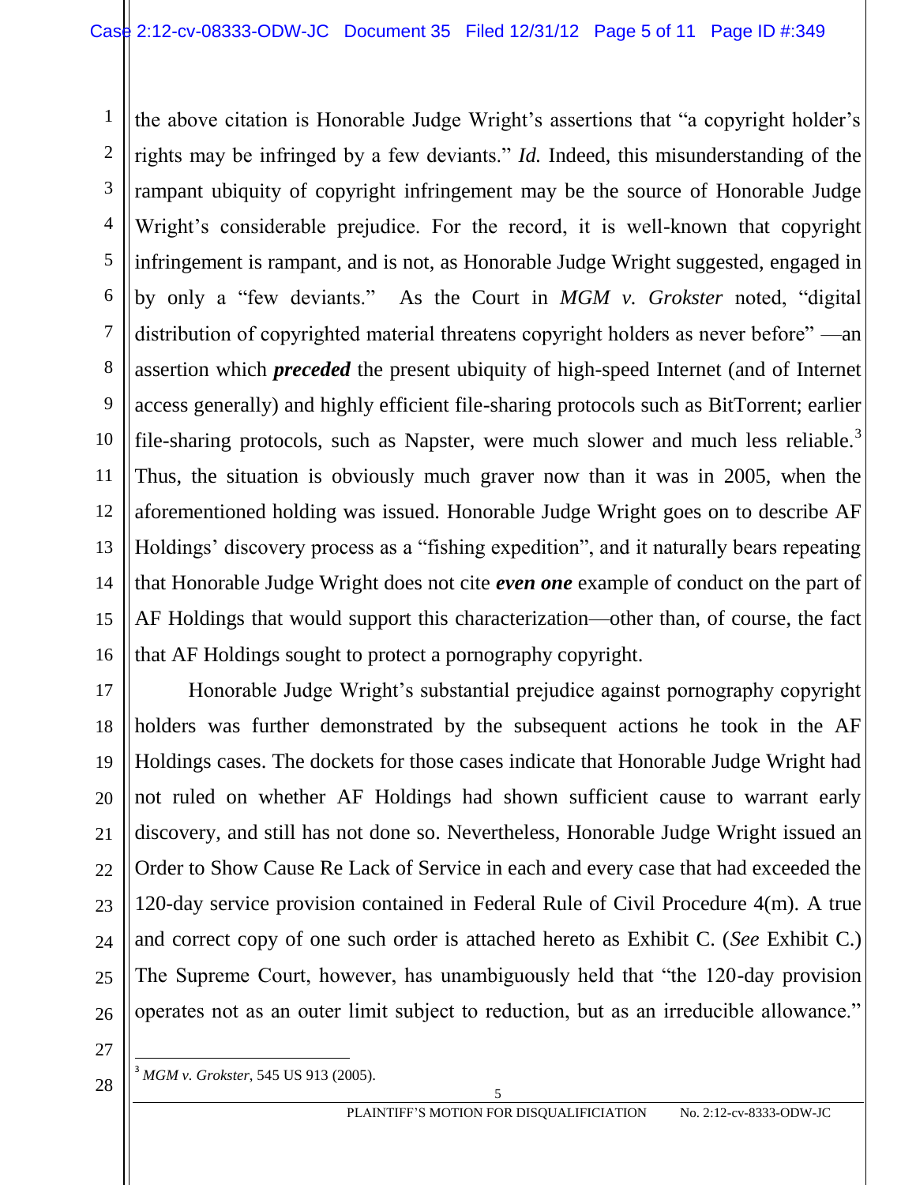the above citation is Honorable Judge Wright's assertions that "a copyright holder's rights may be infringed by a few deviants." *Id.* Indeed, this misunderstanding of the rampant ubiquity of copyright infringement may be the source of Honorable Judge Wright's considerable prejudice. For the record, it is well-known that copyright infringement is rampant, and is not, as Honorable Judge Wright suggested, engaged in by only a "few deviants." As the Court in *MGM v. Grokster* noted, "digital distribution of copyrighted material threatens copyright holders as never before" —an assertion which ***preceded*** the present ubiquity of high-speed Internet (and of Internet access generally) and highly efficient file-sharing protocols such as BitTorrent; earlier file-sharing protocols, such as Napster, were much slower and much less reliable.[3] Thus, the situation is obviously much graver now than it was in 2005, when the aforementioned holding was issued. Honorable Judge Wright goes on to describe AF Holdings' discovery process as a "fishing expedition", and it naturally bears repeating that Honorable Judge Wright does not cite ***even one*** example of conduct on the part of AF Holdings that would support this characterization—other than, of course, the fact that AF Holdings sought to protect a pornography copyright.

Honorable Judge Wright's substantial prejudice against pornography copyright holders was further demonstrated by the subsequent actions he took in the AF Holdings cases. The dockets for those cases indicate that Honorable Judge Wright had not ruled on whether AF Holdings had shown sufficient cause to warrant early discovery, and still has not done so. Nevertheless, Honorable Judge Wright issued an Order to Show Cause Re Lack of Service in each and every case that had exceeded the 120-day service provision contained in Federal Rule of Civil Procedure 4(m). A true and correct copy of one such order is attached hereto as Exhibit C. (*See* Exhibit C.) The Supreme Court, however, has unambiguously held that "the 120-day provision operates not as an outer limit subject to reduction, but as an irreducible allowance."

---

[3] *MGM v. Grokster*, 545 US 913 (2005).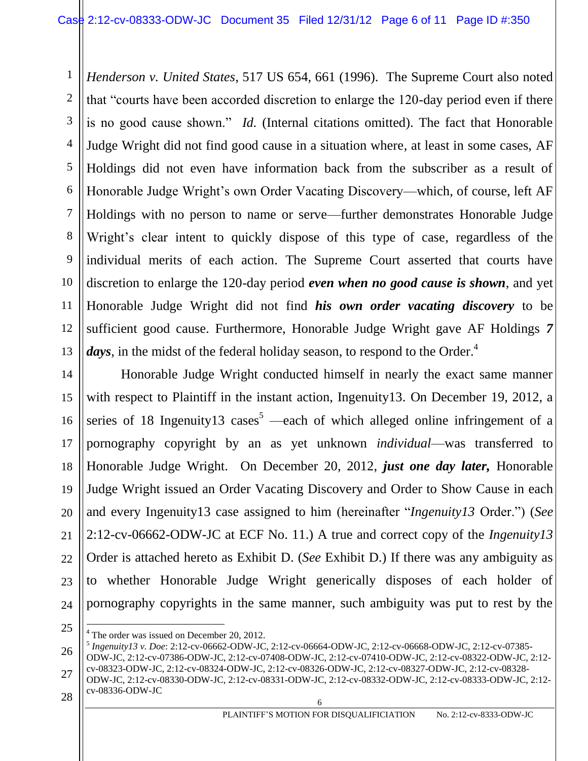*Henderson v. United States*, 517 US 654, 661 (1996). The Supreme Court also noted that "courts have been accorded discretion to enlarge the 120-day period even if there is no good cause shown." *Id.* (Internal citations omitted). The fact that Honorable Judge Wright did not find good cause in a situation where, at least in some cases, AF Holdings did not even have information back from the subscriber as a result of Honorable Judge Wright's own Order Vacating Discovery—which, of course, left AF Holdings with no person to name or serve—further demonstrates Honorable Judge Wright's clear intent to quickly dispose of this type of case, regardless of the individual merits of each action. The Supreme Court asserted that courts have discretion to enlarge the 120-day period ***even when no good cause is shown***, and yet Honorable Judge Wright did not find ***his own order vacating discovery*** to be sufficient good cause. Furthermore, Honorable Judge Wright gave AF Holdings ***7 days***, in the midst of the federal holiday season, to respond to the Order.[4]

Honorable Judge Wright conducted himself in nearly the exact same manner with respect to Plaintiff in the instant action, Ingenuity13. On December 19, 2012, a series of 18 Ingenuity13 cases[5] —each of which alleged online infringement of a pornography copyright by an as yet unknown *individual*—was transferred to Honorable Judge Wright. On December 20, 2012, ***just one day later,*** Honorable Judge Wright issued an Order Vacating Discovery and Order to Show Cause in each and every Ingenuity13 case assigned to him (hereinafter "*Ingenuity13* Order.") (*See* 2:12-cv-06662-ODW-JC at ECF No. 11.) A true and correct copy of the *Ingenuity13* Order is attached hereto as Exhibit D. (*See* Exhibit D.) If there was any ambiguity as to whether Honorable Judge Wright generically disposes of each holder of pornography copyrights in the same manner, such ambiguity was put to rest by the

---

[4] The order was issued on December 20, 2012.

[5] *Ingenuity13 v. Doe*: 2:12-cv-06662-ODW-JC, 2:12-cv-06664-ODW-JC, 2:12-cv-06668-ODW-JC, 2:12-cv-07385-ODW-JC, 2:12-cv-07386-ODW-JC, 2:12-cv-07408-ODW-JC, 2:12-cv-07410-ODW-JC, 2:12-cv-08322-ODW-JC, 2:12-cv-08323-ODW-JC, 2:12-cv-08324-ODW-JC, 2:12-cv-08326-ODW-JC, 2:12-cv-08327-ODW-JC, 2:12-cv-08328-ODW-JC, 2:12-cv-08330-ODW-JC, 2:12-cv-08331-ODW-JC, 2:12-cv-08332-ODW-JC, 2:12-cv-08333-ODW-JC, 2:12-cv-08336-ODW-JC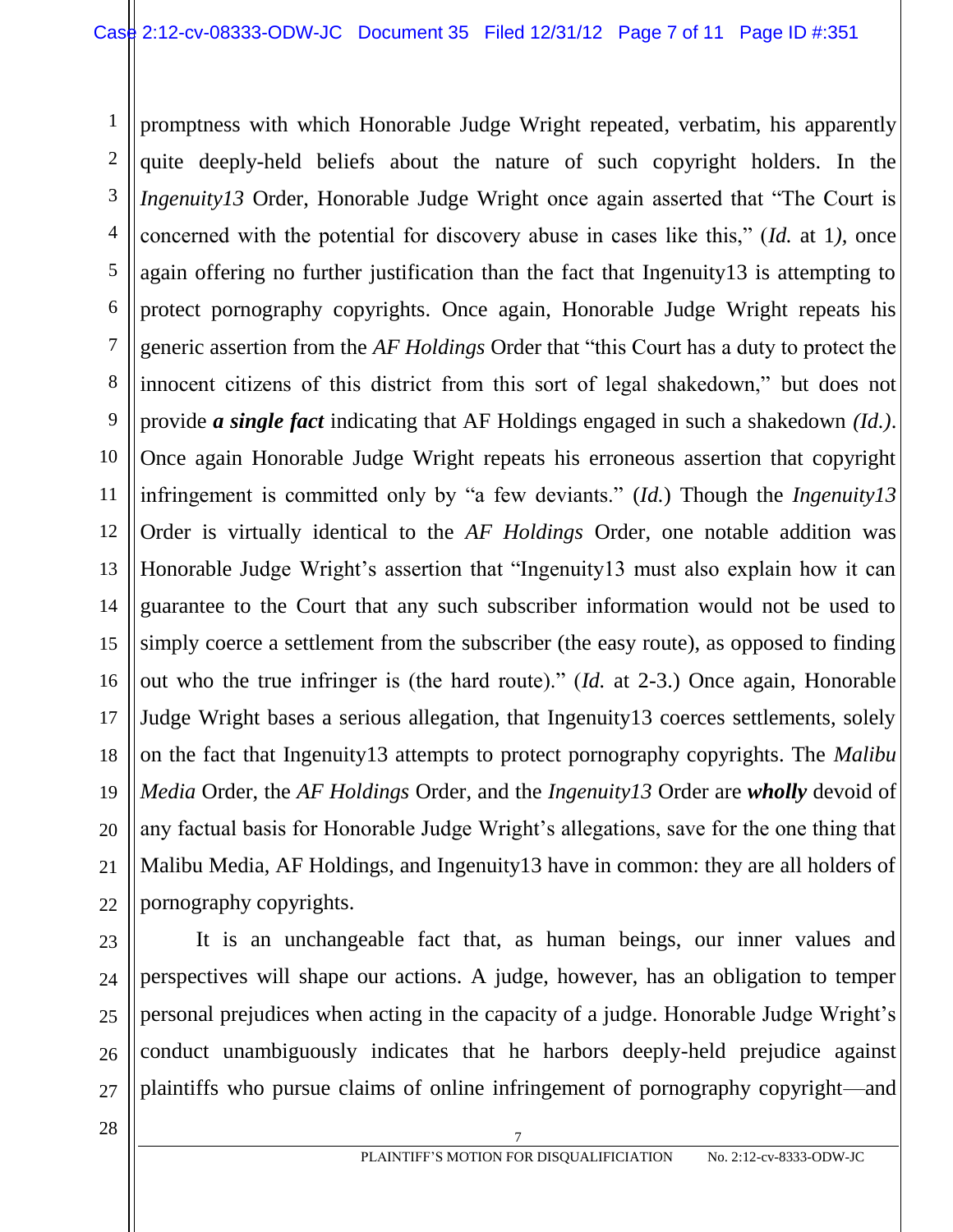promptness with which Honorable Judge Wright repeated, verbatim, his apparently quite deeply-held beliefs about the nature of such copyright holders. In the *Ingenuity13* Order, Honorable Judge Wright once again asserted that "The Court is concerned with the potential for discovery abuse in cases like this," (*Id.* at 1*)*, once again offering no further justification than the fact that Ingenuity13 is attempting to protect pornography copyrights. Once again, Honorable Judge Wright repeats his generic assertion from the *AF Holdings* Order that "this Court has a duty to protect the innocent citizens of this district from this sort of legal shakedown," but does not provide ***a single fact*** indicating that AF Holdings engaged in such a shakedown *(Id.)*. Once again Honorable Judge Wright repeats his erroneous assertion that copyright infringement is committed only by "a few deviants." (*Id.*) Though the *Ingenuity13* Order is virtually identical to the *AF Holdings* Order, one notable addition was Honorable Judge Wright's assertion that "Ingenuity13 must also explain how it can guarantee to the Court that any such subscriber information would not be used to simply coerce a settlement from the subscriber (the easy route), as opposed to finding out who the true infringer is (the hard route)." (*Id.* at 2-3.) Once again, Honorable Judge Wright bases a serious allegation, that Ingenuity13 coerces settlements, solely on the fact that Ingenuity13 attempts to protect pornography copyrights. The *Malibu Media* Order, the *AF Holdings* Order, and the *Ingenuity13* Order are ***wholly*** devoid of any factual basis for Honorable Judge Wright's allegations, save for the one thing that Malibu Media, AF Holdings, and Ingenuity13 have in common: they are all holders of pornography copyrights.

It is an unchangeable fact that, as human beings, our inner values and perspectives will shape our actions. A judge, however, has an obligation to temper personal prejudices when acting in the capacity of a judge. Honorable Judge Wright's conduct unambiguously indicates that he harbors deeply-held prejudice against plaintiffs who pursue claims of online infringement of pornography copyright—and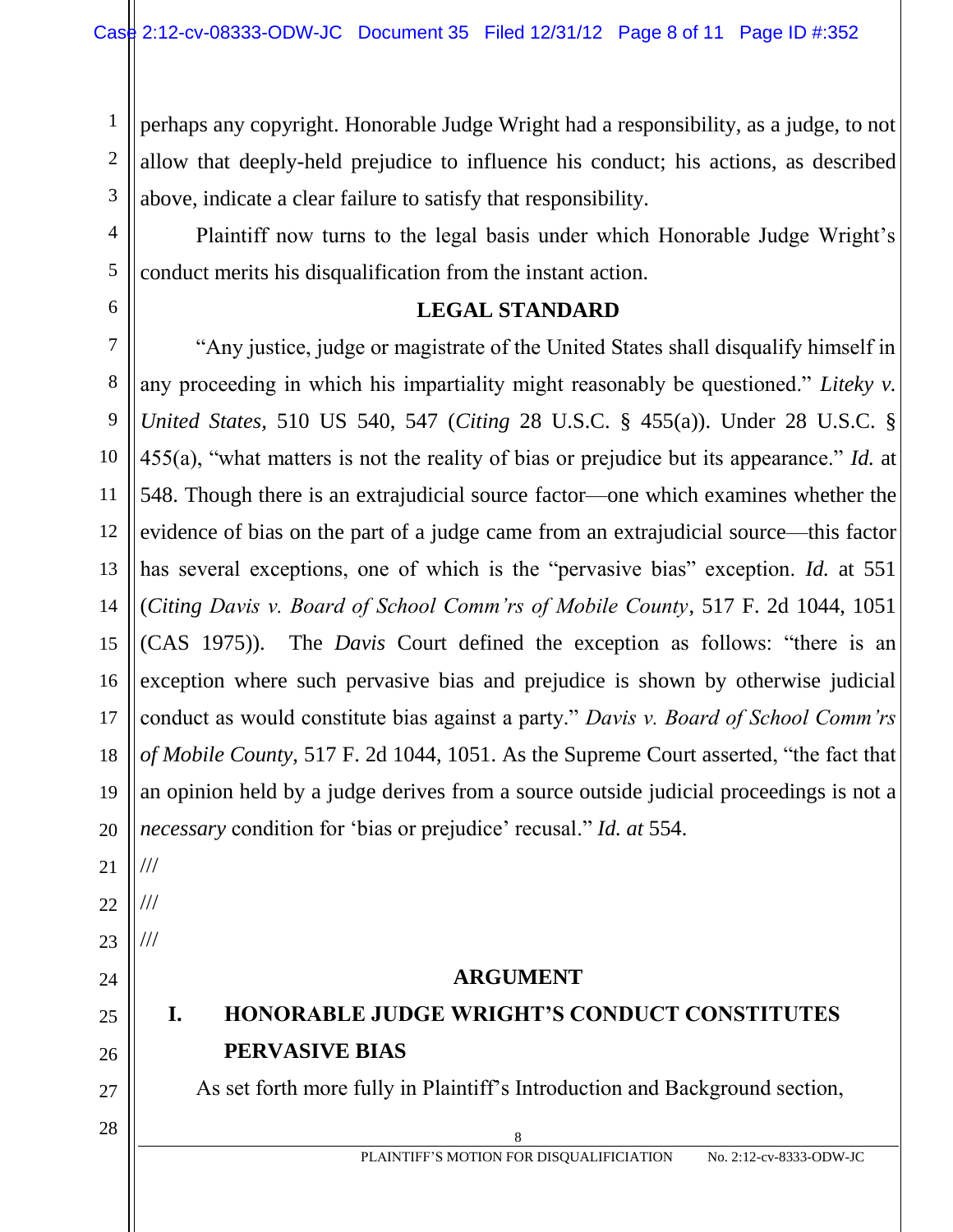perhaps any copyright. Honorable Judge Wright had a responsibility, as a judge, to not allow that deeply-held prejudice to influence his conduct; his actions, as described above, indicate a clear failure to satisfy that responsibility.

Plaintiff now turns to the legal basis under which Honorable Judge Wright's conduct merits his disqualification from the instant action.

## LEGAL STANDARD

"Any justice, judge or magistrate of the United States shall disqualify himself in any proceeding in which his impartiality might reasonably be questioned." *Liteky v. United States,* 510 US 540, 547 (*Citing* 28 U.S.C. § 455(a)). Under 28 U.S.C. § 455(a), "what matters is not the reality of bias or prejudice but its appearance." *Id.* at 548. Though there is an extrajudicial source factor—one which examines whether the evidence of bias on the part of a judge came from an extrajudicial source—this factor has several exceptions, one of which is the "pervasive bias" exception. *Id.* at 551 (*Citing Davis v. Board of School Comm'rs of Mobile County*, 517 F. 2d 1044, 1051 (CA5 1975)). The *Davis* Court defined the exception as follows: "there is an exception where such pervasive bias and prejudice is shown by otherwise judicial conduct as would constitute bias against a party." *Davis v. Board of School Comm'rs of Mobile County,* 517 F. 2d 1044, 1051. As the Supreme Court asserted, "the fact that an opinion held by a judge derives from a source outside judicial proceedings is not a *necessary* condition for 'bias or prejudice' recusal." *Id. at* 554.

///

///

///

## ARGUMENT

### I. HONORABLE JUDGE WRIGHT'S CONDUCT CONSTITUTES PERVASIVE BIAS

As set forth more fully in Plaintiff's Introduction and Background section,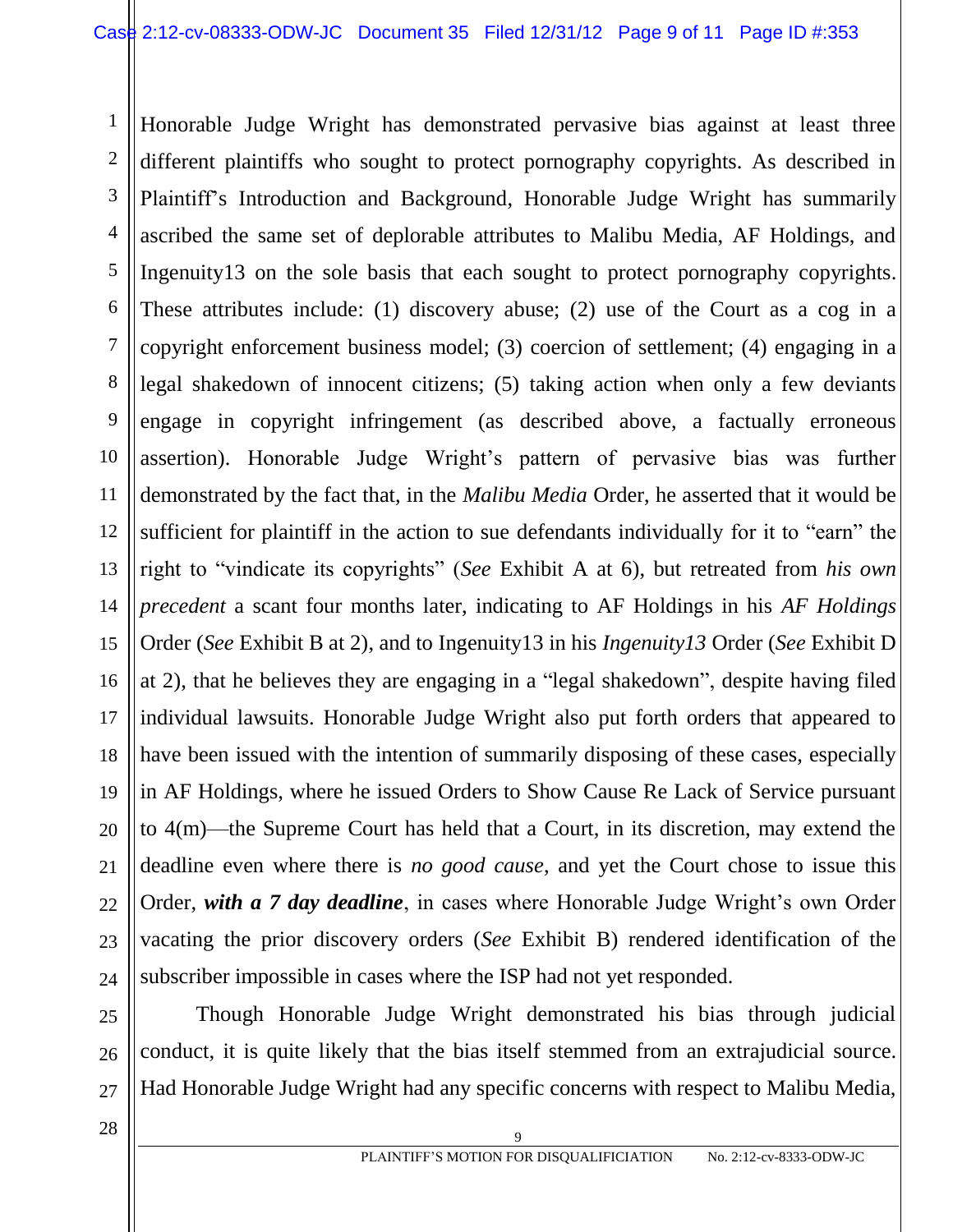Honorable Judge Wright has demonstrated pervasive bias against at least three different plaintiffs who sought to protect pornography copyrights. As described in Plaintiff's Introduction and Background, Honorable Judge Wright has summarily ascribed the same set of deplorable attributes to Malibu Media, AF Holdings, and Ingenuity13 on the sole basis that each sought to protect pornography copyrights. These attributes include: (1) discovery abuse; (2) use of the Court as a cog in a copyright enforcement business model; (3) coercion of settlement; (4) engaging in a legal shakedown of innocent citizens; (5) taking action when only a few deviants engage in copyright infringement (as described above, a factually erroneous assertion). Honorable Judge Wright's pattern of pervasive bias was further demonstrated by the fact that, in the *Malibu Media* Order, he asserted that it would be sufficient for plaintiff in the action to sue defendants individually for it to "earn" the right to "vindicate its copyrights" (*See* Exhibit A at 6), but retreated from *his own precedent* a scant four months later, indicating to AF Holdings in his *AF Holdings* Order (*See* Exhibit B at 2), and to Ingenuity13 in his *Ingenuity13* Order (*See* Exhibit D at 2), that he believes they are engaging in a "legal shakedown", despite having filed individual lawsuits. Honorable Judge Wright also put forth orders that appeared to have been issued with the intention of summarily disposing of these cases, especially in AF Holdings, where he issued Orders to Show Cause Re Lack of Service pursuant to 4(m)—the Supreme Court has held that a Court, in its discretion, may extend the deadline even where there is *no good cause*, and yet the Court chose to issue this Order, ***with a 7 day deadline***, in cases where Honorable Judge Wright's own Order vacating the prior discovery orders (*See* Exhibit B) rendered identification of the subscriber impossible in cases where the ISP had not yet responded.

Though Honorable Judge Wright demonstrated his bias through judicial conduct, it is quite likely that the bias itself stemmed from an extrajudicial source. Had Honorable Judge Wright had any specific concerns with respect to Malibu Media,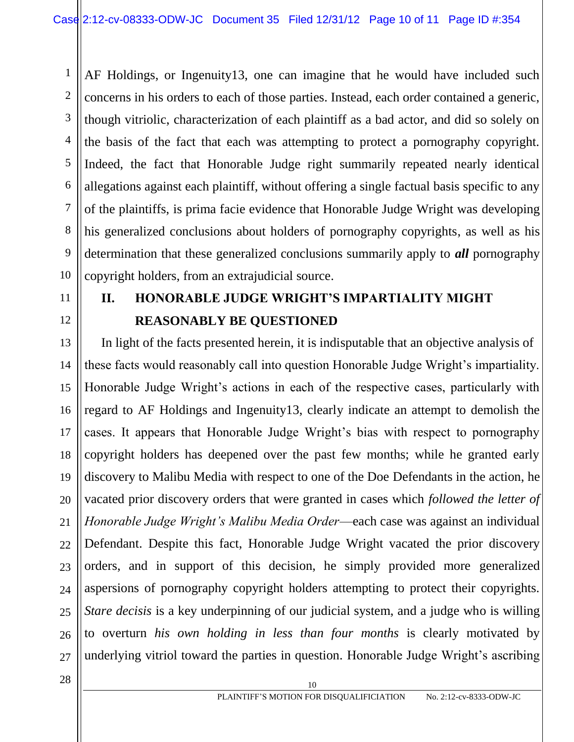AF Holdings, or Ingenuity13, one can imagine that he would have included such concerns in his orders to each of those parties. Instead, each order contained a generic, though vitriolic, characterization of each plaintiff as a bad actor, and did so solely on the basis of the fact that each was attempting to protect a pornography copyright. Indeed, the fact that Honorable Judge right summarily repeated nearly identical allegations against each plaintiff, without offering a single factual basis specific to any of the plaintiffs, is prima facie evidence that Honorable Judge Wright was developing his generalized conclusions about holders of pornography copyrights, as well as his determination that these generalized conclusions summarily apply to ***all*** pornography copyright holders, from an extrajudicial source.

## II. HONORABLE JUDGE WRIGHT'S IMPARTIALITY MIGHT REASONABLY BE QUESTIONED

In light of the facts presented herein, it is indisputable that an objective analysis of these facts would reasonably call into question Honorable Judge Wright's impartiality. Honorable Judge Wright's actions in each of the respective cases, particularly with regard to AF Holdings and Ingenuity13, clearly indicate an attempt to demolish the cases. It appears that Honorable Judge Wright's bias with respect to pornography copyright holders has deepened over the past few months; while he granted early discovery to Malibu Media with respect to one of the Doe Defendants in the action, he vacated prior discovery orders that were granted in cases which *followed the letter of Honorable Judge Wright's Malibu Media Order*—each case was against an individual Defendant. Despite this fact, Honorable Judge Wright vacated the prior discovery orders, and in support of this decision, he simply provided more generalized aspersions of pornography copyright holders attempting to protect their copyrights. *Stare decisis* is a key underpinning of our judicial system, and a judge who is willing to overturn *his own holding in less than four months* is clearly motivated by underlying vitriol toward the parties in question. Honorable Judge Wright's ascribing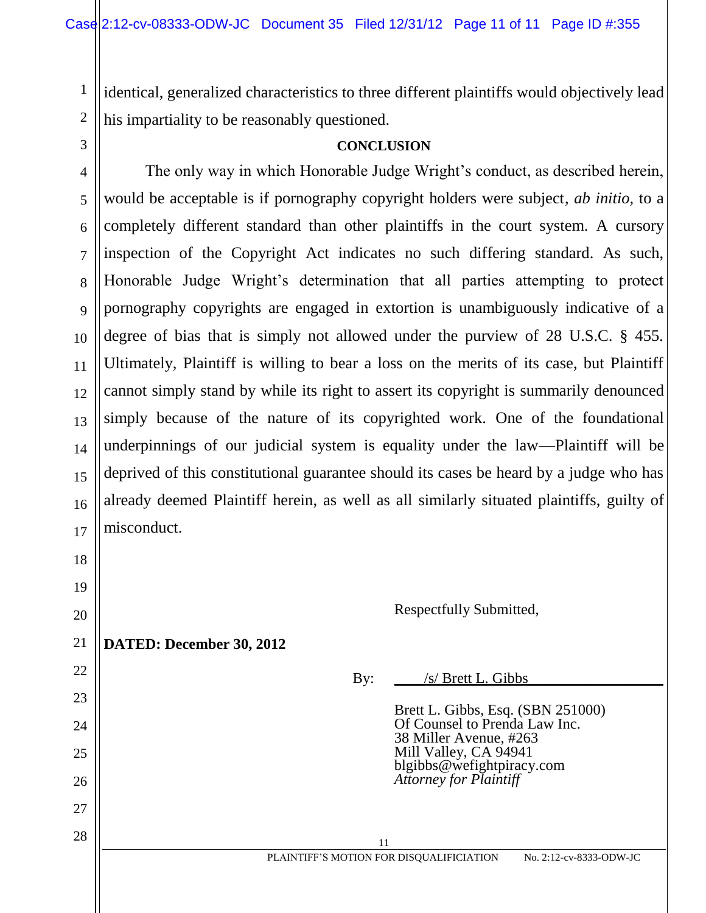identical, generalized characteristics to three different plaintiffs would objectively lead his impartiality to be reasonably questioned.

**CONCLUSION**

The only way in which Honorable Judge Wright's conduct, as described herein, would be acceptable is if pornography copyright holders were subject, *ab initio*, to a completely different standard than other plaintiffs in the court system. A cursory inspection of the Copyright Act indicates no such differing standard. As such, Honorable Judge Wright's determination that all parties attempting to protect pornography copyrights are engaged in extortion is unambiguously indicative of a degree of bias that is simply not allowed under the purview of 28 U.S.C. § 455. Ultimately, Plaintiff is willing to bear a loss on the merits of its case, but Plaintiff cannot simply stand by while its right to assert its copyright is summarily denounced simply because of the nature of its copyrighted work. One of the foundational underpinnings of our judicial system is equality under the law—Plaintiff will be deprived of this constitutional guarantee should its cases be heard by a judge who has already deemed Plaintiff herein, as well as all similarly situated plaintiffs, guilty of misconduct.

Respectfully Submitted,

**DATED: December 30, 2012**

By: /s/ Brett L. Gibbs

Brett L. Gibbs, Esq. (SBN 251000)
Of Counsel to Prenda Law Inc.
38 Miller Avenue, #263
Mill Valley, CA 94941
blgibbs@wefightpiracy.com
*Attorney for Plaintiff*